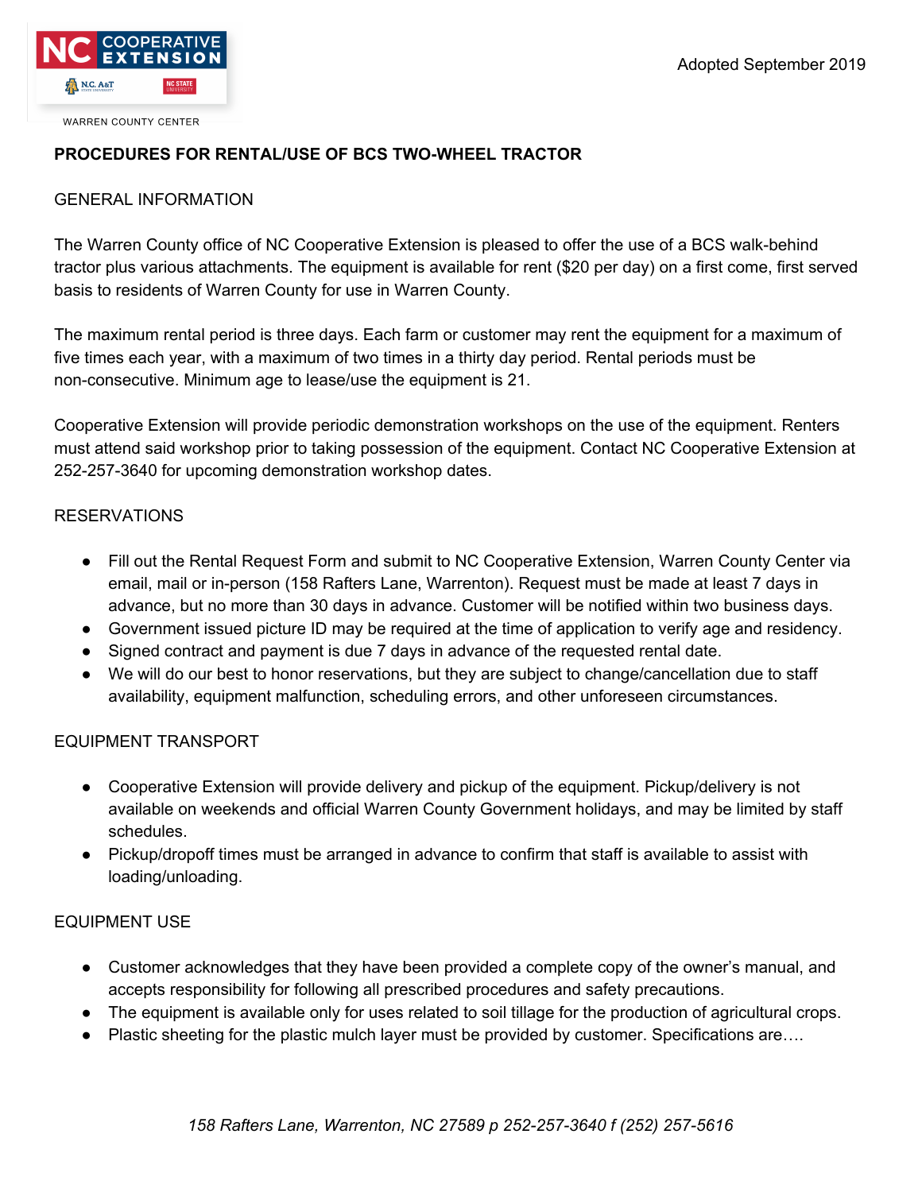WARREN COUNTY CENTER

Adopted September 2019

**PROCEDURES FOR RENTAL/USE OF BCS TWO-WHEEL TRACTOR**

## GENERAL INFORMATION

The Warren County office of NC Cooperative Extension is pleased to offer the use of a BCS walk-behind tractor plus various attachments. The equipment is available for rent ($20 per day) on a first come, first served basis to residents of Warren County for use in Warren County.

The maximum rental period is three days. Each farm or customer may rent the equipment for a maximum of five times each year, with a maximum of two times in a thirty day period. Rental periods must be non-consecutive. Minimum age to lease/use the equipment is 21.

Cooperative Extension will provide periodic demonstration workshops on the use of the equipment. Renters must attend said workshop prior to taking possession of the equipment. Contact NC Cooperative Extension at 252-257-3640 for upcoming demonstration workshop dates.

## RESERVATIONS

- Fill out the Rental Request Form and submit to NC Cooperative Extension, Warren County Center via email, mail or in-person (158 Rafters Lane, Warrenton). Request must be made at least 7 days in advance, but no more than 30 days in advance. Customer will be notified within two business days.
- Government issued picture ID may be required at the time of application to verify age and residency.
- Signed contract and payment is due 7 days in advance of the requested rental date.
- We will do our best to honor reservations, but they are subject to change/cancellation due to staff availability, equipment malfunction, scheduling errors, and other unforeseen circumstances.

## EQUIPMENT TRANSPORT

- Cooperative Extension will provide delivery and pickup of the equipment. Pickup/delivery is not available on weekends and official Warren County Government holidays, and may be limited by staff schedules.
- Pickup/dropoff times must be arranged in advance to confirm that staff is available to assist with loading/unloading.

## EQUIPMENT USE

- Customer acknowledges that they have been provided a complete copy of the owner's manual, and accepts responsibility for following all prescribed procedures and safety precautions.
- The equipment is available only for uses related to soil tillage for the production of agricultural crops.
- Plastic sheeting for the plastic mulch layer must be provided by customer. Specifications are….

*158 Rafters Lane, Warrenton, NC 27589 p 252-257-3640 f (252) 257-5616*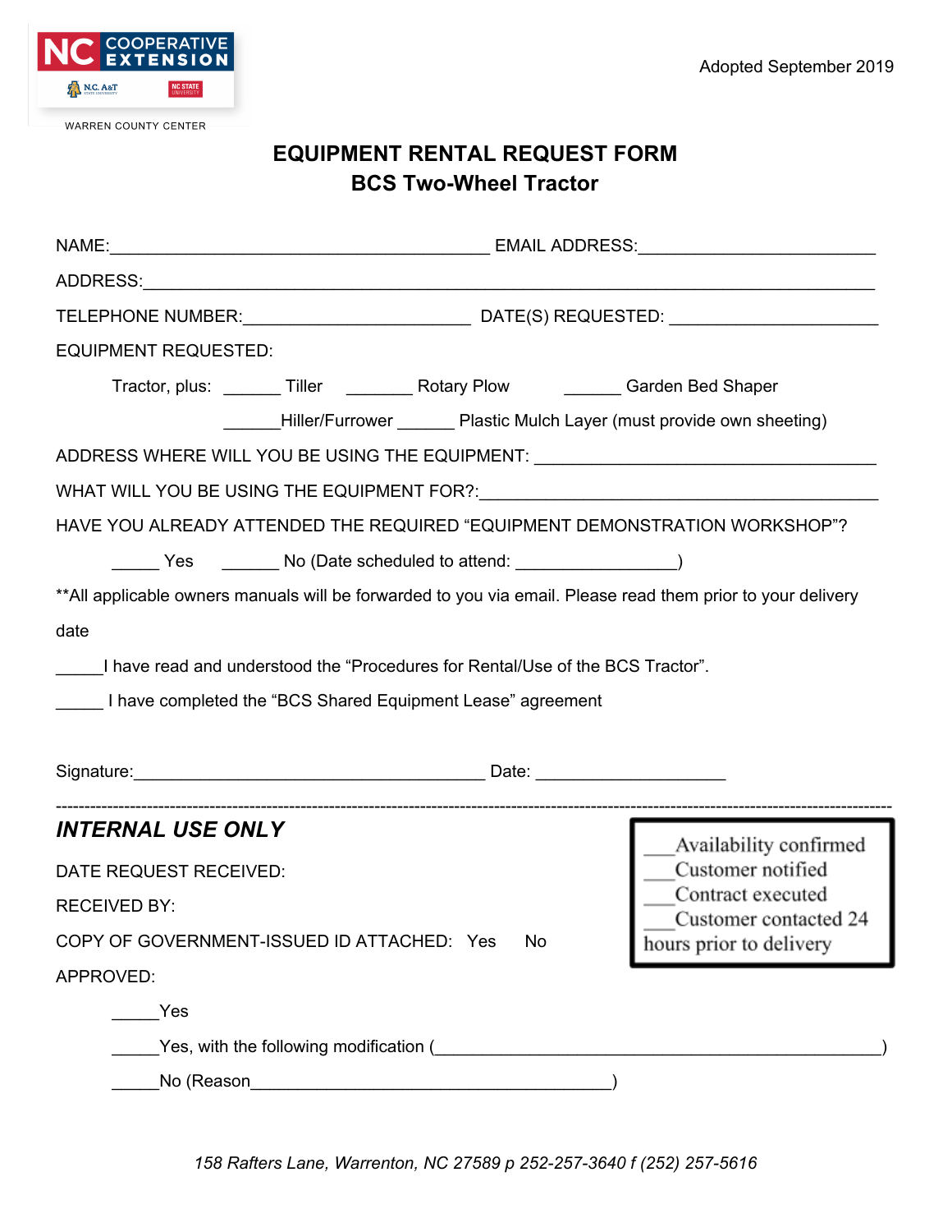NC COOPERATIVE EXTENSION

WARREN COUNTY CENTER

Adopted September 2019

# EQUIPMENT RENTAL REQUEST FORM
## BCS Two-Wheel Tractor

NAME:________________________________________ EMAIL ADDRESS:_________________________

ADDRESS:_____________________________________________________________________________

TELEPHONE NUMBER:________________________ DATE(S) REQUESTED: ______________________

EQUIPMENT REQUESTED:

Tractor, plus: ______ Tiller _______ Rotary Plow ______ Garden Bed Shaper

______Hiller/Furrower ______ Plastic Mulch Layer (must provide own sheeting)

ADDRESS WHERE WILL YOU BE USING THE EQUIPMENT: ____________________________________

WHAT WILL YOU BE USING THE EQUIPMENT FOR?:____________________________________________

HAVE YOU ALREADY ATTENDED THE REQUIRED "EQUIPMENT DEMONSTRATION WORKSHOP"?

_____ Yes _______ No (Date scheduled to attend: _________________)

**All applicable owners manuals will be forwarded to you via email. Please read them prior to your delivery date

_____I have read and understood the "Procedures for Rental/Use of the BCS Tractor".

_____ I have completed the "BCS Shared Equipment Lease" agreement

Signature:_____________________________________ Date: ____________________

---

## *INTERNAL USE ONLY*

___Availability confirmed
___Customer notified
___Contract executed
___Customer contacted 24 hours prior to delivery

DATE REQUEST RECEIVED:

RECEIVED BY:

COPY OF GOVERNMENT-ISSUED ID ATTACHED: Yes No

APPROVED:

_____Yes

_____Yes, with the following modification (_____________________________________________)

_____No (Reason______________________________________)

*158 Rafters Lane, Warrenton, NC 27589 p 252-257-3640 f (252) 257-5616*